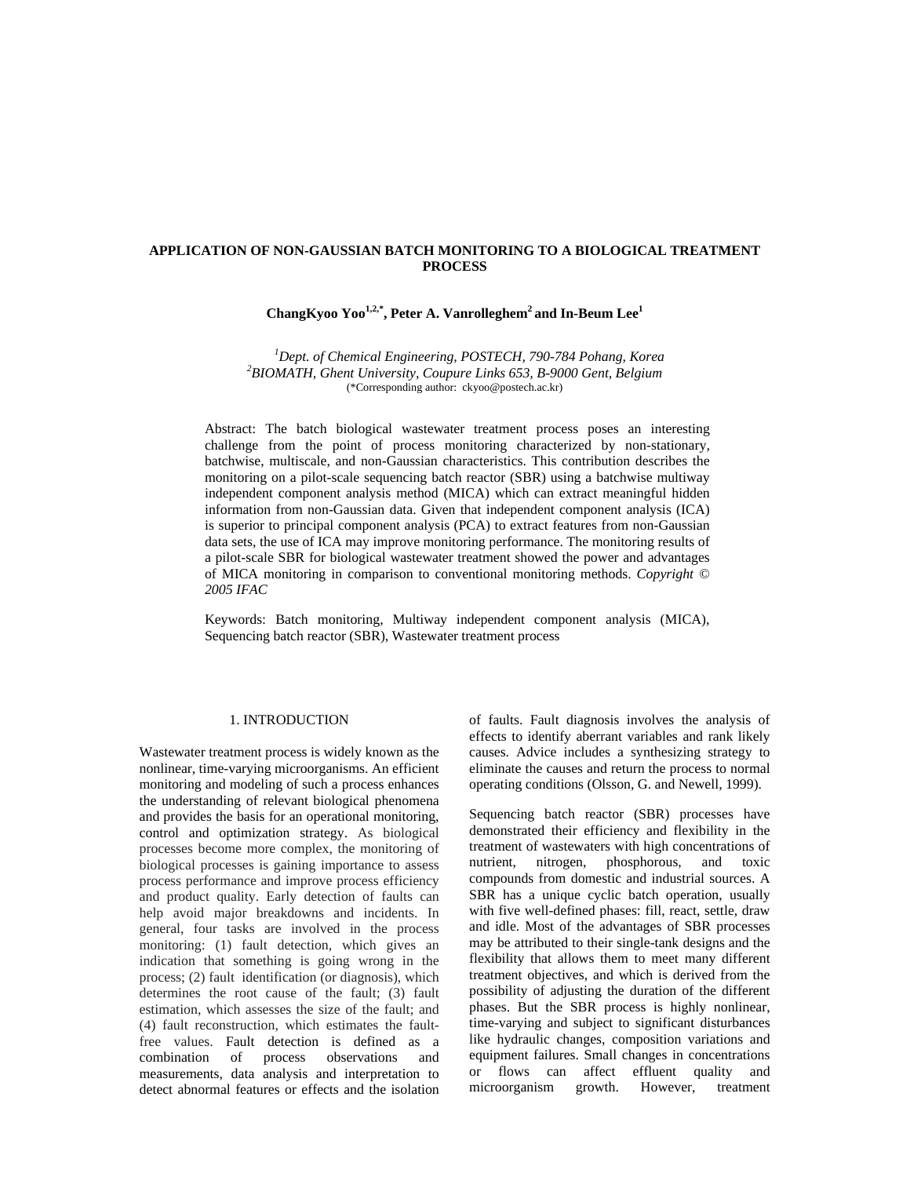# APPLICATION OF NON-GAUSSIAN BATCH MONITORING TO A BIOLOGICAL TREATMENT PROCESS

**ChangKyoo Yoo[1,2,*], Peter A. Vanrolleghem[2] and In-Beum Lee[1]**

[1]*Dept. of Chemical Engineering, POSTECH, 790-784 Pohang, Korea*
[2]*BIOMATH, Ghent University, Coupure Links 653, B-9000 Gent, Belgium*
(*Corresponding author: ckyoo@postech.ac.kr)

Abstract: The batch biological wastewater treatment process poses an interesting challenge from the point of process monitoring characterized by non-stationary, batchwise, multiscale, and non-Gaussian characteristics. This contribution describes the monitoring on a pilot-scale sequencing batch reactor (SBR) using a batchwise multiway independent component analysis method (MICA) which can extract meaningful hidden information from non-Gaussian data. Given that independent component analysis (ICA) is superior to principal component analysis (PCA) to extract features from non-Gaussian data sets, the use of ICA may improve monitoring performance. The monitoring results of a pilot-scale SBR for biological wastewater treatment showed the power and advantages of MICA monitoring in comparison to conventional monitoring methods. *Copyright © 2005 IFAC*

Keywords: Batch monitoring, Multiway independent component analysis (MICA), Sequencing batch reactor (SBR), Wastewater treatment process

## 1. INTRODUCTION

Wastewater treatment process is widely known as the nonlinear, time-varying microorganisms. An efficient monitoring and modeling of such a process enhances the understanding of relevant biological phenomena and provides the basis for an operational monitoring, control and optimization strategy. As biological processes become more complex, the monitoring of biological processes is gaining importance to assess process performance and improve process efficiency and product quality. Early detection of faults can help avoid major breakdowns and incidents. In general, four tasks are involved in the process monitoring: (1) fault detection, which gives an indication that something is going wrong in the process; (2) fault identification (or diagnosis), which determines the root cause of the fault; (3) fault estimation, which assesses the size of the fault; and (4) fault reconstruction, which estimates the fault-free values. Fault detection is defined as a combination of process observations and measurements, data analysis and interpretation to detect abnormal features or effects and the isolation of faults. Fault diagnosis involves the analysis of effects to identify aberrant variables and rank likely causes. Advice includes a synthesizing strategy to eliminate the causes and return the process to normal operating conditions (Olsson, G. and Newell, 1999).

Sequencing batch reactor (SBR) processes have demonstrated their efficiency and flexibility in the treatment of wastewaters with high concentrations of nutrient, nitrogen, phosphorous, and toxic compounds from domestic and industrial sources. A SBR has a unique cyclic batch operation, usually with five well-defined phases: fill, react, settle, draw and idle. Most of the advantages of SBR processes may be attributed to their single-tank designs and the flexibility that allows them to meet many different treatment objectives, and which is derived from the possibility of adjusting the duration of the different phases. But the SBR process is highly nonlinear, time-varying and subject to significant disturbances like hydraulic changes, composition variations and equipment failures. Small changes in concentrations or flows can affect effluent quality and microorganism growth. However, treatment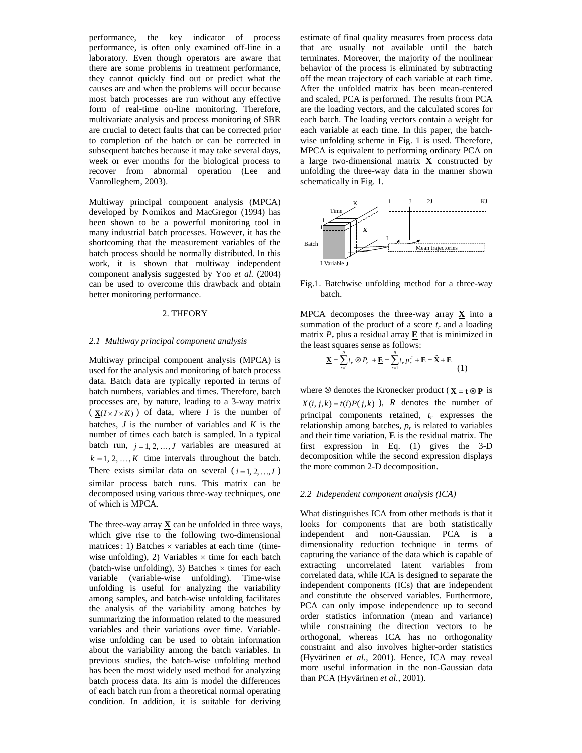performance, the key indicator of process performance, is often only examined off-line in a laboratory. Even though operators are aware that there are some problems in treatment performance, they cannot quickly find out or predict what the causes are and when the problems will occur because most batch processes are run without any effective form of real-time on-line monitoring. Therefore, multivariate analysis and process monitoring of SBR are crucial to detect faults that can be corrected prior to completion of the batch or can be corrected in subsequent batches because it may take several days, week or ever months for the biological process to recover from abnormal operation (Lee and Vanrolleghem, 2003).

Multiway principal component analysis (MPCA) developed by Nomikos and MacGregor (1994) has been shown to be a powerful monitoring tool in many industrial batch processes. However, it has the shortcoming that the measurement variables of the batch process should be normally distributed. In this work, it is shown that multiway independent component analysis suggested by Yoo *et al.* (2004) can be used to overcome this drawback and obtain better monitoring performance.

## 2. THEORY

### *2.1 Multiway principal component analysis*

Multiway principal component analysis (MPCA) is used for the analysis and monitoring of batch process data. Batch data are typically reported in terms of batch numbers, variables and times. Therefore, batch processes are, by nature, leading to a 3-way matrix ( $\underline{\mathbf{X}}(I \times J \times K)$ ) of data, where $I$ is the number of batches, $J$ is the number of variables and $K$ is the number of times each batch is sampled. In a typical batch run, $j = 1, 2, \ldots, J$ variables are measured at $k = 1, 2, \ldots, K$ time intervals throughout the batch. There exists similar data on several ( $i = 1, 2, \ldots, I$ ) similar process batch runs. This matrix can be decomposed using various three-way techniques, one of which is MPCA.

The three-way array $\underline{\mathbf{X}}$ can be unfolded in three ways, which give rise to the following two-dimensional matrices: 1) Batches × variables at each time (time-wise unfolding), 2) Variables × time for each batch (batch-wise unfolding), 3) Batches × times for each variable (variable-wise unfolding). Time-wise unfolding is useful for analyzing the variability among samples, and batch-wise unfolding facilitates the analysis of the variability among batches by summarizing the information related to the measured variables and their variations over time. Variable-wise unfolding can be used to obtain information about the variability among the batch variables. In previous studies, the batch-wise unfolding method has been the most widely used method for analyzing batch process data. Its aim is model the differences of each batch run from a theoretical normal operating condition. In addition, it is suitable for deriving estimate of final quality measures from process data that are usually not available until the batch terminates. Moreover, the majority of the nonlinear behavior of the process is eliminated by subtracting off the mean trajectory of each variable at each time. After the unfolded matrix has been mean-centered and scaled, PCA is performed. The results from PCA are the loading vectors, and the calculated scores for each batch. The loading vectors contain a weight for each variable at each time. In this paper, the batch-wise unfolding scheme in Fig. 1 is used. Therefore, MPCA is equivalent to performing ordinary PCA on a large two-dimensional matrix **X** constructed by unfolding the three-way data in the manner shown schematically in Fig. 1.

Fig.1. Batchwise unfolding method for a three-way batch.

MPCA decomposes the three-way array $\underline{\mathbf{X}}$ into a summation of the product of a score $t_r$ and a loading matrix $P_r$ plus a residual array $\underline{\mathbf{E}}$ that is minimized in the least squares sense as follows:

$$\underline{\mathbf{X}} = \sum_{r=1}^{R} t_r \otimes P_r + \underline{\mathbf{E}} = \sum_{r=1}^{R} t_r p_r^T + \mathbf{E} = \hat{\mathbf{X}} + \mathbf{E} \tag{1}$$

where ⊗ denotes the Kronecker product ( $\underline{\mathbf{X}} = \mathbf{t} \otimes \mathbf{P}$ is $\underline{X}(i,j,k) = t(i)P(j,k)$ ), $R$ denotes the number of principal components retained, $t_r$ expresses the relationship among batches, $p_r$ is related to variables and their time variation, **E** is the residual matrix. The first expression in Eq. (1) gives the 3-D decomposition while the second expression displays the more common 2-D decomposition.

### *2.2 Independent component analysis (ICA)*

What distinguishes ICA from other methods is that it looks for components that are both statistically independent and non-Gaussian. PCA is a dimensionality reduction technique in terms of capturing the variance of the data which is capable of extracting uncorrelated latent variables from correlated data, while ICA is designed to separate the independent components (ICs) that are independent and constitute the observed variables. Furthermore, PCA can only impose independence up to second order statistics information (mean and variance) while constraining the direction vectors to be orthogonal, whereas ICA has no orthogonality constraint and also involves higher-order statistics (Hyvärinen *et al.*, 2001). Hence, ICA may reveal more useful information in the non-Gaussian data than PCA (Hyvärinen *et al.*, 2001).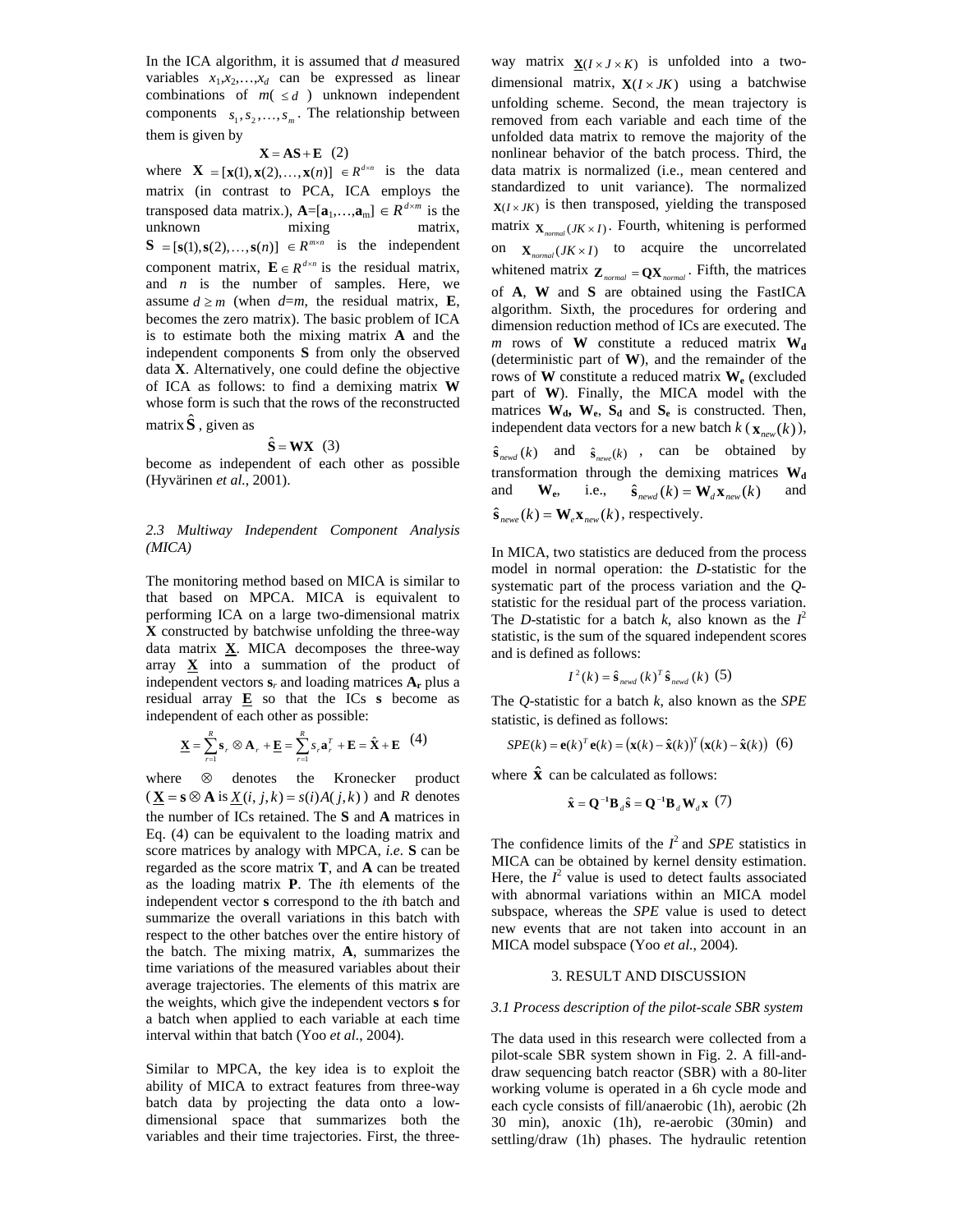In the ICA algorithm, it is assumed that $d$ measured variables $x_1, x_2, \ldots, x_d$ can be expressed as linear combinations of $m( \leq d )$ unknown independent components $s_1, s_2, \ldots, s_m$. The relationship between them is given by

$$\mathbf{X} = \mathbf{AS} + \mathbf{E} \quad (2)$$

where $\mathbf{X} = [\mathbf{x}(1), \mathbf{x}(2), \ldots, \mathbf{x}(n)] \in R^{d \times n}$ is the data matrix (in contrast to PCA, ICA employs the transposed data matrix.), $\mathbf{A}=[\mathbf{a}_1,\ldots,\mathbf{a}_m] \in R^{d \times m}$ is the unknown mixing matrix, $\mathbf{S} = [\mathbf{s}(1), \mathbf{s}(2), \ldots, \mathbf{s}(n)] \in R^{m \times n}$ is the independent component matrix, $\mathbf{E} \in R^{d \times n}$ is the residual matrix, and $n$ is the number of samples. Here, we assume $d \geq m$ (when $d=m$, the residual matrix, $\mathbf{E}$, becomes the zero matrix). The basic problem of ICA is to estimate both the mixing matrix $\mathbf{A}$ and the independent components $\mathbf{S}$ from only the observed data $\mathbf{X}$. Alternatively, one could define the objective of ICA as follows: to find a demixing matrix $\mathbf{W}$ whose form is such that the rows of the reconstructed matrix $\hat{\mathbf{S}}$, given as

$$\hat{\mathbf{S}} = \mathbf{WX} \quad (3)$$

become as independent of each other as possible (Hyvärinen *et al.*, 2001).

### *2.3 Multiway Independent Component Analysis (MICA)*

The monitoring method based on MICA is similar to that based on MPCA. MICA is equivalent to performing ICA on a large two-dimensional matrix $\mathbf{X}$ constructed by batchwise unfolding the three-way data matrix $\underline{\mathbf{X}}$. MICA decomposes the three-way array $\underline{\mathbf{X}}$ into a summation of the product of independent vectors $\mathbf{s}_r$ and loading matrices $\mathbf{A}_r$ plus a residual array $\underline{\mathbf{E}}$ so that the ICs $\mathbf{s}$ become as independent of each other as possible:

$$\underline{\mathbf{X}} = \sum_{r=1}^{R} \mathbf{s}_r \otimes \mathbf{A}_r + \underline{\mathbf{E}} = \sum_{r=1}^{R} s_r \mathbf{a}_r^T + \mathbf{E} = \hat{\mathbf{X}} + \mathbf{E} \quad (4)$$

where $\otimes$ denotes the Kronecker product ($\underline{\mathbf{X}} = \mathbf{s} \otimes \mathbf{A}$ is $\underline{X}(i,j,k) = s(i)A(j,k)$) and $R$ denotes the number of ICs retained. The $\mathbf{S}$ and $\mathbf{A}$ matrices in Eq. (4) can be equivalent to the loading matrix and score matrices by analogy with MPCA, *i.e.* $\mathbf{S}$ can be regarded as the score matrix $\mathbf{T}$, and $\mathbf{A}$ can be treated as the loading matrix $\mathbf{P}$. The $i$th elements of the independent vector $\mathbf{s}$ correspond to the $i$th batch and summarize the overall variations in this batch with respect to the other batches over the entire history of the batch. The mixing matrix, $\mathbf{A}$, summarizes the time variations of the measured variables about their average trajectories. The elements of this matrix are the weights, which give the independent vectors $\mathbf{s}$ for a batch when applied to each variable at each time interval within that batch (Yoo *et al.*, 2004).

Similar to MPCA, the key idea is to exploit the ability of MICA to extract features from three-way batch data by projecting the data onto a low-dimensional space that summarizes both the variables and their time trajectories. First, the three-way matrix $\underline{\mathbf{X}}(I \times J \times K)$ is unfolded into a two-dimensional matrix, $\mathbf{X}(I \times JK)$ using a batchwise unfolding scheme. Second, the mean trajectory is removed from each variable and each time of the unfolded data matrix to remove the majority of the nonlinear behavior of the batch process. Third, the data matrix is normalized (i.e., mean centered and standardized to unit variance). The normalized $\mathbf{X}(I \times JK)$ is then transposed, yielding the transposed matrix $\mathbf{X}_{normal}(JK \times I)$. Fourth, whitening is performed on $\mathbf{X}_{normal}(JK \times I)$ to acquire the uncorrelated whitened matrix $\mathbf{Z}_{normal} = \mathbf{QX}_{normal}$. Fifth, the matrices of $\mathbf{A}$, $\mathbf{W}$ and $\mathbf{S}$ are obtained using the FastICA algorithm. Sixth, the procedures for ordering and dimension reduction method of ICs are executed. The $m$ rows of $\mathbf{W}$ constitute a reduced matrix $\mathbf{W_d}$ (deterministic part of $\mathbf{W}$), and the remainder of the rows of $\mathbf{W}$ constitute a reduced matrix $\mathbf{W_e}$ (excluded part of $\mathbf{W}$). Finally, the MICA model with the matrices $\mathbf{W_d}$, $\mathbf{W_e}$, $\mathbf{S_d}$ and $\mathbf{S_e}$ is constructed. Then, independent data vectors for a new batch $k$ ($\mathbf{x}_{new}(k)$), $\hat{\mathbf{s}}_{newd}(k)$ and $\hat{\mathbf{s}}_{newe}(k)$, can be obtained by transformation through the demixing matrices $\mathbf{W_d}$ and $\mathbf{W_e}$, i.e., $\hat{\mathbf{s}}_{newd}(k) = \mathbf{W}_d \mathbf{x}_{new}(k)$ and $\hat{\mathbf{s}}_{newe}(k) = \mathbf{W}_e \mathbf{x}_{new}(k)$, respectively.

In MICA, two statistics are deduced from the process model in normal operation: the *D*-statistic for the systematic part of the process variation and the *Q*-statistic for the residual part of the process variation. The *D*-statistic for a batch $k$, also known as the $I^2$ statistic, is the sum of the squared independent scores and is defined as follows:

$$I^2(k) = \hat{\mathbf{s}}_{newd}(k)^T \hat{\mathbf{s}}_{newd}(k) \quad (5)$$

The *Q*-statistic for a batch $k$, also known as the *SPE* statistic, is defined as follows:

$$SPE(k) = \mathbf{e}(k)^T \mathbf{e}(k) = (\mathbf{x}(k) - \hat{\mathbf{x}}(k))^T (\mathbf{x}(k) - \hat{\mathbf{x}}(k)) \quad (6)$$

where $\hat{\mathbf{x}}$ can be calculated as follows:

$$\hat{\mathbf{x}} = \mathbf{Q}^{-1}\mathbf{B}_d \hat{\mathbf{s}} = \mathbf{Q}^{-1}\mathbf{B}_d \mathbf{W}_d \mathbf{x} \quad (7)$$

The confidence limits of the $I^2$ and *SPE* statistics in MICA can be obtained by kernel density estimation. Here, the $I^2$ value is used to detect faults associated with abnormal variations within an MICA model subspace, whereas the *SPE* value is used to detect new events that are not taken into account in an MICA model subspace (Yoo *et al.*, 2004).

## 3. RESULT AND DISCUSSION

### *3.1 Process description of the pilot-scale SBR system*

The data used in this research were collected from a pilot-scale SBR system shown in Fig. 2. A fill-and-draw sequencing batch reactor (SBR) with a 80-liter working volume is operated in a 6h cycle mode and each cycle consists of fill/anaerobic (1h), aerobic (2h 30 min), anoxic (1h), re-aerobic (30min) and settling/draw (1h) phases. The hydraulic retention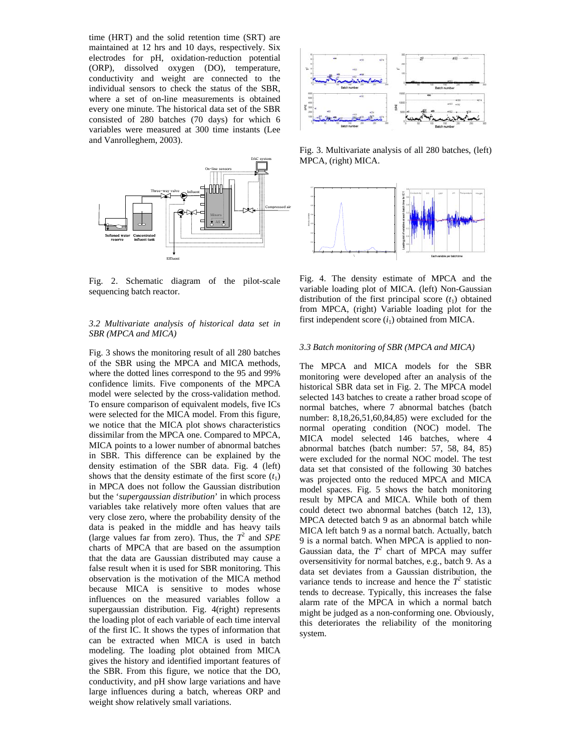time (HRT) and the solid retention time (SRT) are maintained at 12 hrs and 10 days, respectively. Six electrodes for pH, oxidation-reduction potential (ORP), dissolved oxygen (DO), temperature, conductivity and weight are connected to the individual sensors to check the status of the SBR, where a set of on-line measurements is obtained every one minute. The historical data set of the SBR consisted of 280 batches (70 days) for which 6 variables were measured at 300 time instants (Lee and Vanrolleghem, 2003).

Fig. 2. Schematic diagram of the pilot-scale sequencing batch reactor.

### 3.2 Multivariate analysis of historical data set in SBR (MPCA and MICA)

Fig. 3 shows the monitoring result of all 280 batches of the SBR using the MPCA and MICA methods, where the dotted lines correspond to the 95 and 99% confidence limits. Five components of the MPCA model were selected by the cross-validation method. To ensure comparison of equivalent models, five ICs were selected for the MICA model. From this figure, we notice that the MICA plot shows characteristics dissimilar from the MPCA one. Compared to MPCA, MICA points to a lower number of abnormal batches in SBR. This difference can be explained by the density estimation of the SBR data. Fig. 4 (left) shows that the density estimate of the first score ($t_1$) in MPCA does not follow the Gaussian distribution but the '*supergaussian distribution*' in which process variables take relatively more often values that are very close zero, where the probability density of the data is peaked in the middle and has heavy tails (large values far from zero). Thus, the $T^2$ and *SPE* charts of MPCA that are based on the assumption that the data are Gaussian distributed may cause a false result when it is used for SBR monitoring. This observation is the motivation of the MICA method because MICA is sensitive to modes whose influences on the measured variables follow a supergaussian distribution. Fig. 4(right) represents the loading plot of each variable of each time interval of the first IC. It shows the types of information that can be extracted when MICA is used in batch modeling. The loading plot obtained from MICA gives the history and identified important features of the SBR. From this figure, we notice that the DO, conductivity, and pH show large variations and have large influences during a batch, whereas ORP and weight show relatively small variations.

Fig. 3. Multivariate analysis of all 280 batches, (left) MPCA, (right) MICA.

Fig. 4. The density estimate of MPCA and the variable loading plot of MICA. (left) Non-Gaussian distribution of the first principal score ($t_1$) obtained from MPCA, (right) Variable loading plot for the first independent score ($i_1$) obtained from MICA.

### 3.3 Batch monitoring of SBR (MPCA and MICA)

The MPCA and MICA models for the SBR monitoring were developed after an analysis of the historical SBR data set in Fig. 2. The MPCA model selected 143 batches to create a rather broad scope of normal batches, where 7 abnormal batches (batch number: 8,18,26,51,60,84,85) were excluded for the normal operating condition (NOC) model. The MICA model selected 146 batches, where 4 abnormal batches (batch number: 57, 58, 84, 85) were excluded for the normal NOC model. The test data set that consisted of the following 30 batches was projected onto the reduced MPCA and MICA model spaces. Fig. 5 shows the batch monitoring result by MPCA and MICA. While both of them could detect two abnormal batches (batch 12, 13), MPCA detected batch 9 as an abnormal batch while MICA left batch 9 as a normal batch. Actually, batch 9 is a normal batch. When MPCA is applied to non-Gaussian data, the $T^2$ chart of MPCA may suffer oversensitivity for normal batches, e.g., batch 9. As a data set deviates from a Gaussian distribution, the variance tends to increase and hence the $T^2$ statistic tends to decrease. Typically, this increases the false alarm rate of the MPCA in which a normal batch might be judged as a non-conforming one. Obviously, this deteriorates the reliability of the monitoring system.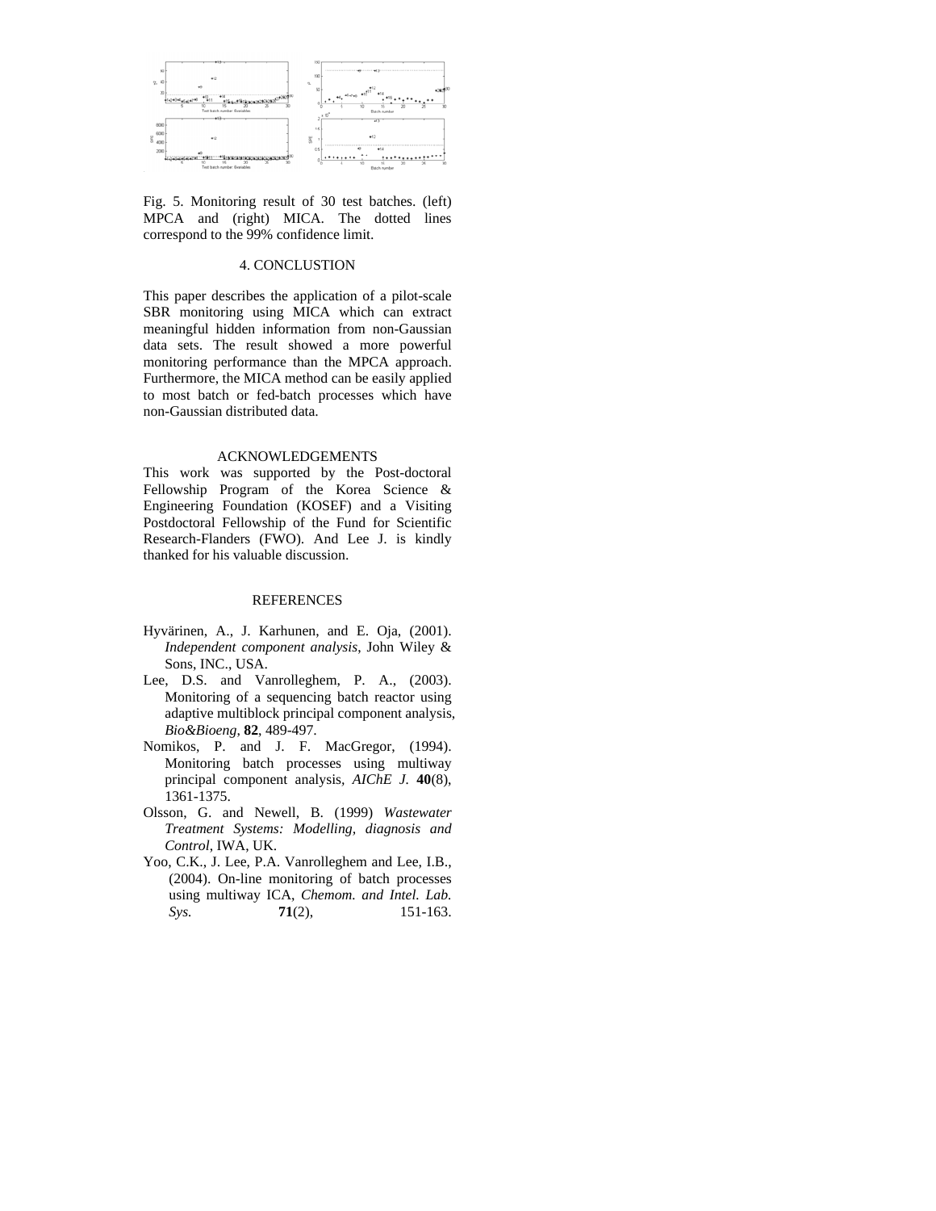Fig. 5. Monitoring result of 30 test batches. (left) MPCA and (right) MICA. The dotted lines correspond to the 99% confidence limit.

## 4. CONCLUSTION

This paper describes the application of a pilot-scale SBR monitoring using MICA which can extract meaningful hidden information from non-Gaussian data sets. The result showed a more powerful monitoring performance than the MPCA approach. Furthermore, the MICA method can be easily applied to most batch or fed-batch processes which have non-Gaussian distributed data.

## ACKNOWLEDGEMENTS

This work was supported by the Post-doctoral Fellowship Program of the Korea Science & Engineering Foundation (KOSEF) and a Visiting Postdoctoral Fellowship of the Fund for Scientific Research-Flanders (FWO). And Lee J. is kindly thanked for his valuable discussion.

## REFERENCES

Hyvärinen, A., J. Karhunen, and E. Oja, (2001). *Independent component analysis*, John Wiley & Sons, INC., USA.

Lee, D.S. and Vanrolleghem, P. A., (2003). Monitoring of a sequencing batch reactor using adaptive multiblock principal component analysis, *Bio&Bioeng*, **82**, 489-497.

Nomikos, P. and J. F. MacGregor, (1994). Monitoring batch processes using multiway principal component analysis, *AIChE J.* **40**(8), 1361-1375.

Olsson, G. and Newell, B. (1999) *Wastewater Treatment Systems: Modelling, diagnosis and Control*, IWA, UK.

Yoo, C.K., J. Lee, P.A. Vanrolleghem and Lee, I.B., (2004). On-line monitoring of batch processes using multiway ICA, *Chemom. and Intel. Lab. Sys.* **71**(2), 151-163.